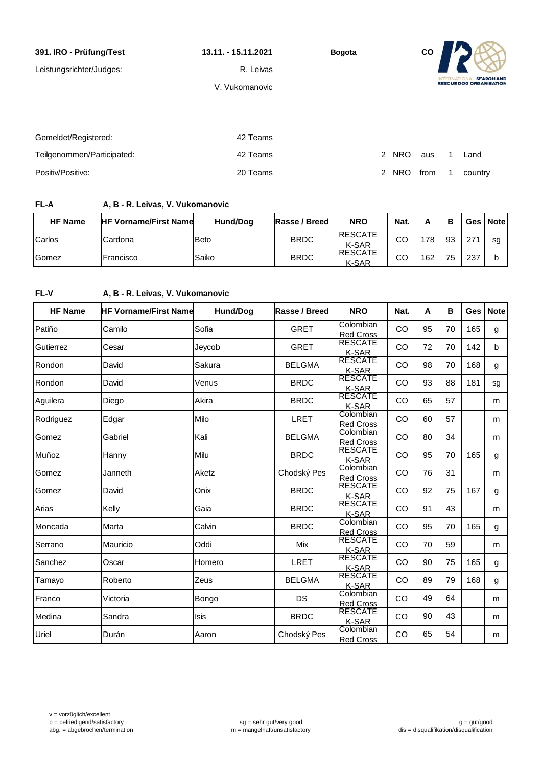**391. IRO - Prüfung/Test** | **13.11. - 15.11.2021** | **Bogota** | **CO**

Leistungsrichter/Judges: R. Leivas, V. Vukomanovic

| | | | | | | |
|---|---|---|---|---|---|---|
| Gemeldet/Registered: | 42 Teams | | | | | |
| Teilgenommen/Participated: | 42 Teams | 2 NRO | aus | 1 | Land | |
| Positiv/Positive: | 20 Teams | 2 NRO | from | 1 | country | |

**FL-A** **A, B - R. Leivas, V. Vukomanovic**

| HF Name | HF Vorname/First Name | Hund/Dog | Rasse / Breed | NRO | Nat. | A | B | Ges | Note |
|---|---|---|---|---|---|---|---|---|---|
| Carlos | Cardona | Beto | BRDC | RESCATE K-SAR | CO | 178 | 93 | 271 | sg |
| Gomez | Francisco | Saiko | BRDC | RESCATE K-SAR | CO | 162 | 75 | 237 | b |

**FL-V** **A, B - R. Leivas, V. Vukomanovic**

| HF Name | HF Vorname/First Name | Hund/Dog | Rasse / Breed | NRO | Nat. | A | B | Ges | Note |
|---|---|---|---|---|---|---|---|---|---|
| Patiño | Camilo | Sofia | GRET | Colombian Red Cross | CO | 95 | 70 | 165 | g |
| Gutierrez | Cesar | Jeycob | GRET | RESCATE K-SAR | CO | 72 | 70 | 142 | b |
| Rondon | David | Sakura | BELGMA | RESCATE K-SAR | CO | 98 | 70 | 168 | g |
| Rondon | David | Venus | BRDC | RESCATE K-SAR | CO | 93 | 88 | 181 | sg |
| Aguilera | Diego | Akira | BRDC | RESCATE K-SAR | CO | 65 | 57 | | m |
| Rodriguez | Edgar | Milo | LRET | Colombian Red Cross | CO | 60 | 57 | | m |
| Gomez | Gabriel | Kali | BELGMA | Colombian Red Cross | CO | 80 | 34 | | m |
| Muñoz | Hanny | Milu | BRDC | RESCATE K-SAR | CO | 95 | 70 | 165 | g |
| Gomez | Janneth | Aketz | Chodský Pes | Colombian Red Cross | CO | 76 | 31 | | m |
| Gomez | David | Onix | BRDC | RESCATE K-SAR | CO | 92 | 75 | 167 | g |
| Arias | Kelly | Gaia | BRDC | RESCATE K-SAR | CO | 91 | 43 | | m |
| Moncada | Marta | Calvin | BRDC | Colombian Red Cross | CO | 95 | 70 | 165 | g |
| Serrano | Mauricio | Oddi | Mix | RESCATE K-SAR | CO | 70 | 59 | | m |
| Sanchez | Oscar | Homero | LRET | RESCATE K-SAR | CO | 90 | 75 | 165 | g |
| Tamayo | Roberto | Zeus | BELGMA | RESCATE K-SAR | CO | 89 | 79 | 168 | g |
| Franco | Victoria | Bongo | DS | Colombian Red Cross | CO | 49 | 64 | | m |
| Medina | Sandra | Isis | BRDC | RESCATE K-SAR | CO | 90 | 43 | | m |
| Uriel | Durán | Aaron | Chodský Pes | Colombian Red Cross | CO | 65 | 54 | | m |

v = vorzüglich/excellent
b = befriedigend/satisfactory
abg. = abgebrochen/termination

sg = sehr gut/very good
m = mangelhaft/unsatisfactory

g = gut/good
dis = disqualifikation/disqualification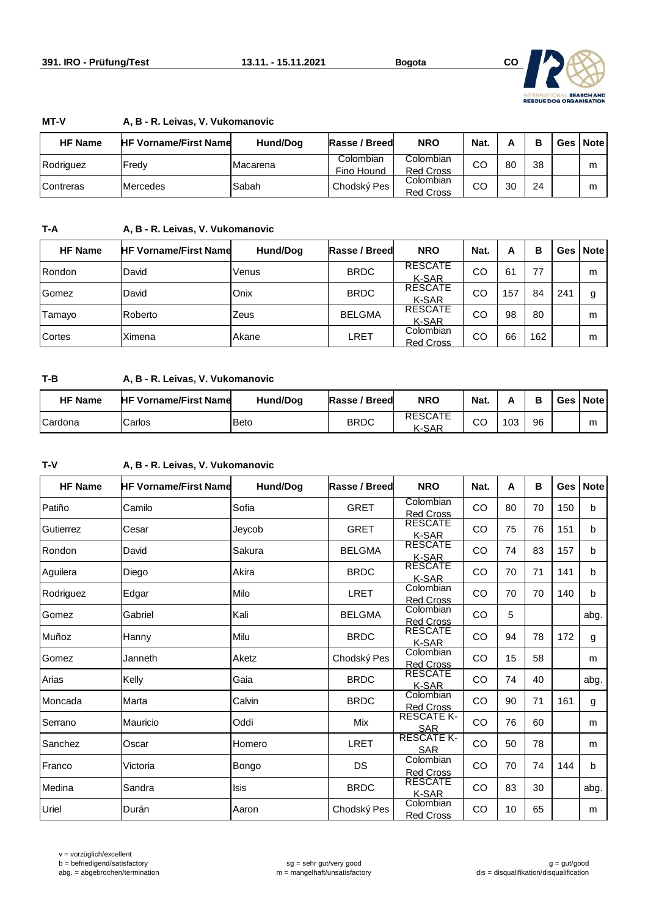**391. IRO - Prüfung/Test** **13.11. - 15.11.2021** **Bogota** **CO**

### MT-V A, B - R. Leivas, V. Vukomanovic

| HF Name | HF Vorname/First Name | Hund/Dog | Rasse / Breed | NRO | Nat. | A | B | Ges | Note |
|---|---|---|---|---|---|---|---|---|---|
| Rodriguez | Fredy | Macarena | Colombian Fino Hound | Colombian Red Cross | CO | 80 | 38 | | m |
| Contreras | Mercedes | Sabah | Chodský Pes | Colombian Red Cross | CO | 30 | 24 | | m |

### T-A A, B - R. Leivas, V. Vukomanovic

| HF Name | HF Vorname/First Name | Hund/Dog | Rasse / Breed | NRO | Nat. | A | B | Ges | Note |
|---|---|---|---|---|---|---|---|---|---|
| Rondon | David | Venus | BRDC | RESCATE K-SAR | CO | 61 | 77 | | m |
| Gomez | David | Onix | BRDC | RESCATE K-SAR | CO | 157 | 84 | 241 | g |
| Tamayo | Roberto | Zeus | BELGMA | RESCATE K-SAR | CO | 98 | 80 | | m |
| Cortes | Ximena | Akane | LRET | Colombian Red Cross | CO | 66 | 162 | | m |

### T-B A, B - R. Leivas, V. Vukomanovic

| HF Name | HF Vorname/First Name | Hund/Dog | Rasse / Breed | NRO | Nat. | A | B | Ges | Note |
|---|---|---|---|---|---|---|---|---|---|
| Cardona | Carlos | Beto | BRDC | RESCATE K-SAR | CO | 103 | 96 | | m |

### T-V A, B - R. Leivas, V. Vukomanovic

| HF Name | HF Vorname/First Name | Hund/Dog | Rasse / Breed | NRO | Nat. | A | B | Ges | Note |
|---|---|---|---|---|---|---|---|---|---|
| Patiño | Camilo | Sofia | GRET | Colombian Red Cross | CO | 80 | 70 | 150 | b |
| Gutierrez | Cesar | Jeycob | GRET | RESCATE K-SAR | CO | 75 | 76 | 151 | b |
| Rondon | David | Sakura | BELGMA | RESCATE K-SAR | CO | 74 | 83 | 157 | b |
| Aguilera | Diego | Akira | BRDC | RESCATE K-SAR | CO | 70 | 71 | 141 | b |
| Rodriguez | Edgar | Milo | LRET | Colombian Red Cross | CO | 70 | 70 | 140 | b |
| Gomez | Gabriel | Kali | BELGMA | Colombian Red Cross | CO | 5 | | | abg. |
| Muñoz | Hanny | Milu | BRDC | RESCATE K-SAR | CO | 94 | 78 | 172 | g |
| Gomez | Janneth | Aketz | Chodský Pes | Colombian Red Cross | CO | 15 | 58 | | m |
| Arias | Kelly | Gaia | BRDC | RESCATE K-SAR | CO | 74 | 40 | | abg. |
| Moncada | Marta | Calvin | BRDC | Colombian Red Cross | CO | 90 | 71 | 161 | g |
| Serrano | Mauricio | Oddi | Mix | RESCATE K-SAR | CO | 76 | 60 | | m |
| Sanchez | Oscar | Homero | LRET | RESCATE K-SAR | CO | 50 | 78 | | m |
| Franco | Victoria | Bongo | DS | Colombian Red Cross | CO | 70 | 74 | 144 | b |
| Medina | Sandra | Isis | BRDC | RESCATE K-SAR | CO | 83 | 30 | | abg. |
| Uriel | Durán | Aaron | Chodský Pes | Colombian Red Cross | CO | 10 | 65 | | m |

v = vorzüglich/excellent
b = befriedigend/satisfactory
abg. = abgebrochen/termination
sg = sehr gut/very good
m = mangelhaft/unsatisfactory
g = gut/good
dis = disqualifikation/disqualification